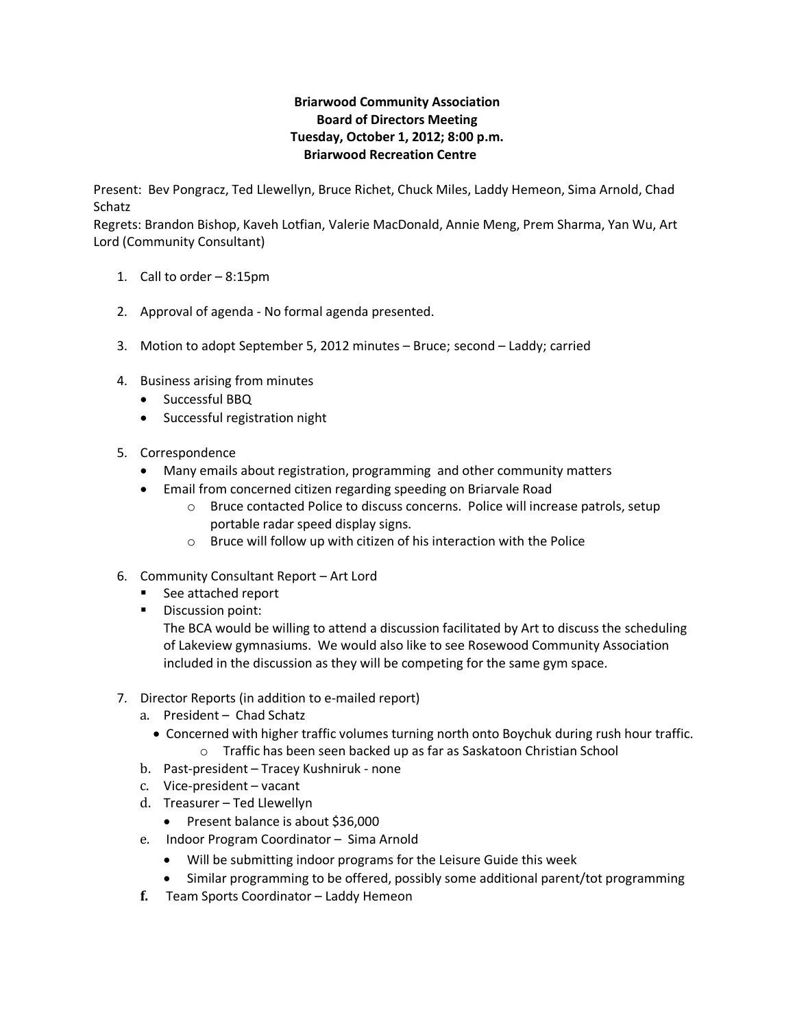**Briarwood Community Association**
**Board of Directors Meeting**
**Tuesday, October 1, 2012; 8:00 p.m.**
**Briarwood Recreation Centre**

Present: Bev Pongracz, Ted Llewellyn, Bruce Richet, Chuck Miles, Laddy Hemeon, Sima Arnold, Chad Schatz
Regrets: Brandon Bishop, Kaveh Lotfian, Valerie MacDonald, Annie Meng, Prem Sharma, Yan Wu, Art Lord (Community Consultant)

1. Call to order – 8:15pm

2. Approval of agenda - No formal agenda presented.

3. Motion to adopt September 5, 2012 minutes – Bruce; second – Laddy; carried

4. Business arising from minutes
   - Successful BBQ
   - Successful registration night

5. Correspondence
   - Many emails about registration, programming and other community matters
   - Email from concerned citizen regarding speeding on Briarvale Road
     - Bruce contacted Police to discuss concerns. Police will increase patrols, setup portable radar speed display signs.
     - Bruce will follow up with citizen of his interaction with the Police

6. Community Consultant Report – Art Lord
   - See attached report
   - Discussion point:
     The BCA would be willing to attend a discussion facilitated by Art to discuss the scheduling of Lakeview gymnasiums. We would also like to see Rosewood Community Association included in the discussion as they will be competing for the same gym space.

7. Director Reports (in addition to e-mailed report)
   a. President – Chad Schatz
      - Concerned with higher traffic volumes turning north onto Boychuk during rush hour traffic.
        - Traffic has been seen backed up as far as Saskatoon Christian School
   b. Past-president – Tracey Kushniruk - none
   c. Vice-president – vacant
   d. Treasurer – Ted Llewellyn
      - Present balance is about $36,000
   e. Indoor Program Coordinator – Sima Arnold
      - Will be submitting indoor programs for the Leisure Guide this week
      - Similar programming to be offered, possibly some additional parent/tot programming
   **f.** Team Sports Coordinator – Laddy Hemeon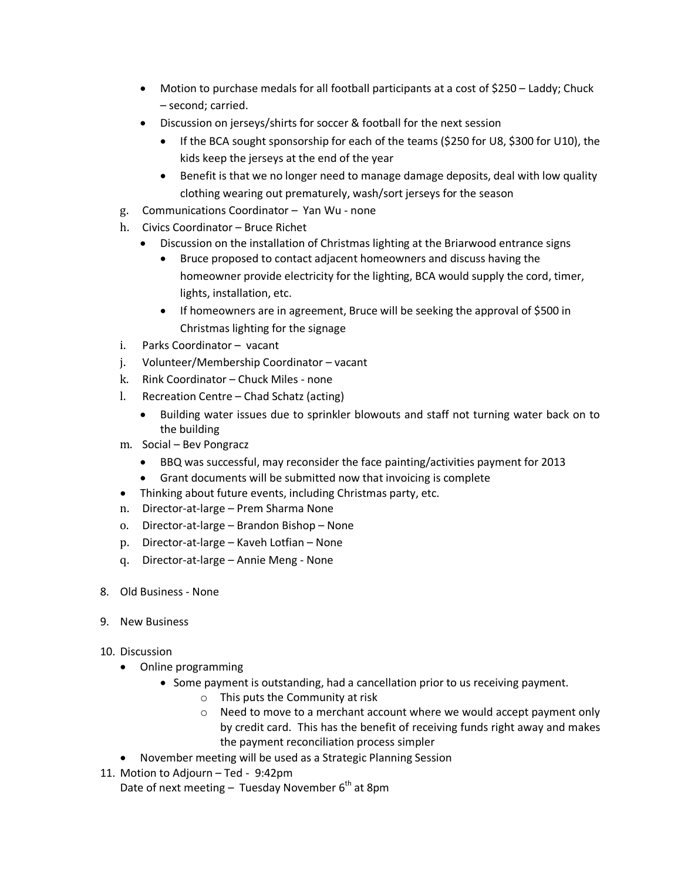- Motion to purchase medals for all football participants at a cost of $250 – Laddy; Chuck – second; carried.
- Discussion on jerseys/shirts for soccer & football for the next session
  - If the BCA sought sponsorship for each of the teams ($250 for U8, $300 for U10), the kids keep the jerseys at the end of the year
  - Benefit is that we no longer need to manage damage deposits, deal with low quality clothing wearing out prematurely, wash/sort jerseys for the season

g. Communications Coordinator – Yan Wu - none

h. Civics Coordinator – Bruce Richet

- Discussion on the installation of Christmas lighting at the Briarwood entrance signs
  - Bruce proposed to contact adjacent homeowners and discuss having the homeowner provide electricity for the lighting, BCA would supply the cord, timer, lights, installation, etc.
  - If homeowners are in agreement, Bruce will be seeking the approval of $500 in Christmas lighting for the signage

i. Parks Coordinator – vacant

j. Volunteer/Membership Coordinator – vacant

k. Rink Coordinator – Chuck Miles - none

l. Recreation Centre – Chad Schatz (acting)

- Building water issues due to sprinkler blowouts and staff not turning water back on to the building

m. Social – Bev Pongracz

- BBQ was successful, may reconsider the face painting/activities payment for 2013
- Grant documents will be submitted now that invoicing is complete
- Thinking about future events, including Christmas party, etc.

n. Director-at-large – Prem Sharma None

o. Director-at-large – Brandon Bishop – None

p. Director-at-large – Kaveh Lotfian – None

q. Director-at-large – Annie Meng - None

8. Old Business - None

9. New Business

10. Discussion
    - Online programming
      - Some payment is outstanding, had a cancellation prior to us receiving payment.
        - This puts the Community at risk
        - Need to move to a merchant account where we would accept payment only by credit card. This has the benefit of receiving funds right away and makes the payment reconciliation process simpler
    - November meeting will be used as a Strategic Planning Session

11. Motion to Adjourn – Ted - 9:42pm
    Date of next meeting – Tuesday November 6th at 8pm